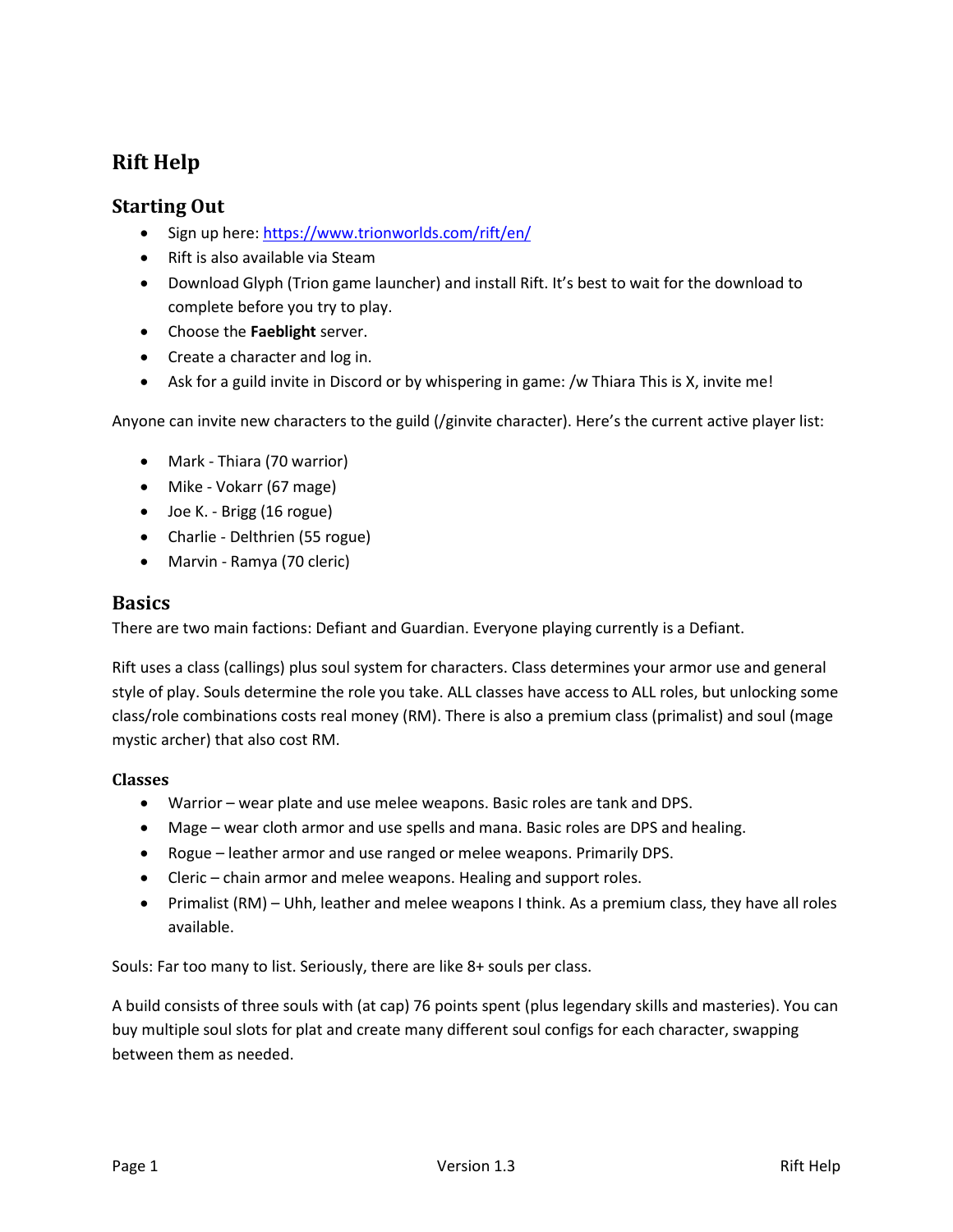# Rift Help

## Starting Out

- Sign up here: [https://www.trionworlds.com/rift/en/](https://www.trionworlds.com/rift/en/)
- Rift is also available via Steam
- Download Glyph (Trion game launcher) and install Rift. It's best to wait for the download to complete before you try to play.
- Choose the **Faeblight** server.
- Create a character and log in.
- Ask for a guild invite in Discord or by whispering in game: /w Thiara This is X, invite me!

Anyone can invite new characters to the guild (/ginvite character). Here's the current active player list:

- Mark - Thiara (70 warrior)
- Mike - Vokarr (67 mage)
- Joe K. - Brigg (16 rogue)
- Charlie - Delthrien (55 rogue)
- Marvin - Ramya (70 cleric)

## Basics

There are two main factions: Defiant and Guardian. Everyone playing currently is a Defiant.

Rift uses a class (callings) plus soul system for characters. Class determines your armor use and general style of play. Souls determine the role you take. ALL classes have access to ALL roles, but unlocking some class/role combinations costs real money (RM). There is also a premium class (primalist) and soul (mage mystic archer) that also cost RM.

### Classes

- Warrior – wear plate and use melee weapons. Basic roles are tank and DPS.
- Mage – wear cloth armor and use spells and mana. Basic roles are DPS and healing.
- Rogue – leather armor and use ranged or melee weapons. Primarily DPS.
- Cleric – chain armor and melee weapons. Healing and support roles.
- Primalist (RM) – Uhh, leather and melee weapons I think. As a premium class, they have all roles available.

Souls: Far too many to list. Seriously, there are like 8+ souls per class.

A build consists of three souls with (at cap) 76 points spent (plus legendary skills and masteries). You can buy multiple soul slots for plat and create many different soul configs for each character, swapping between them as needed.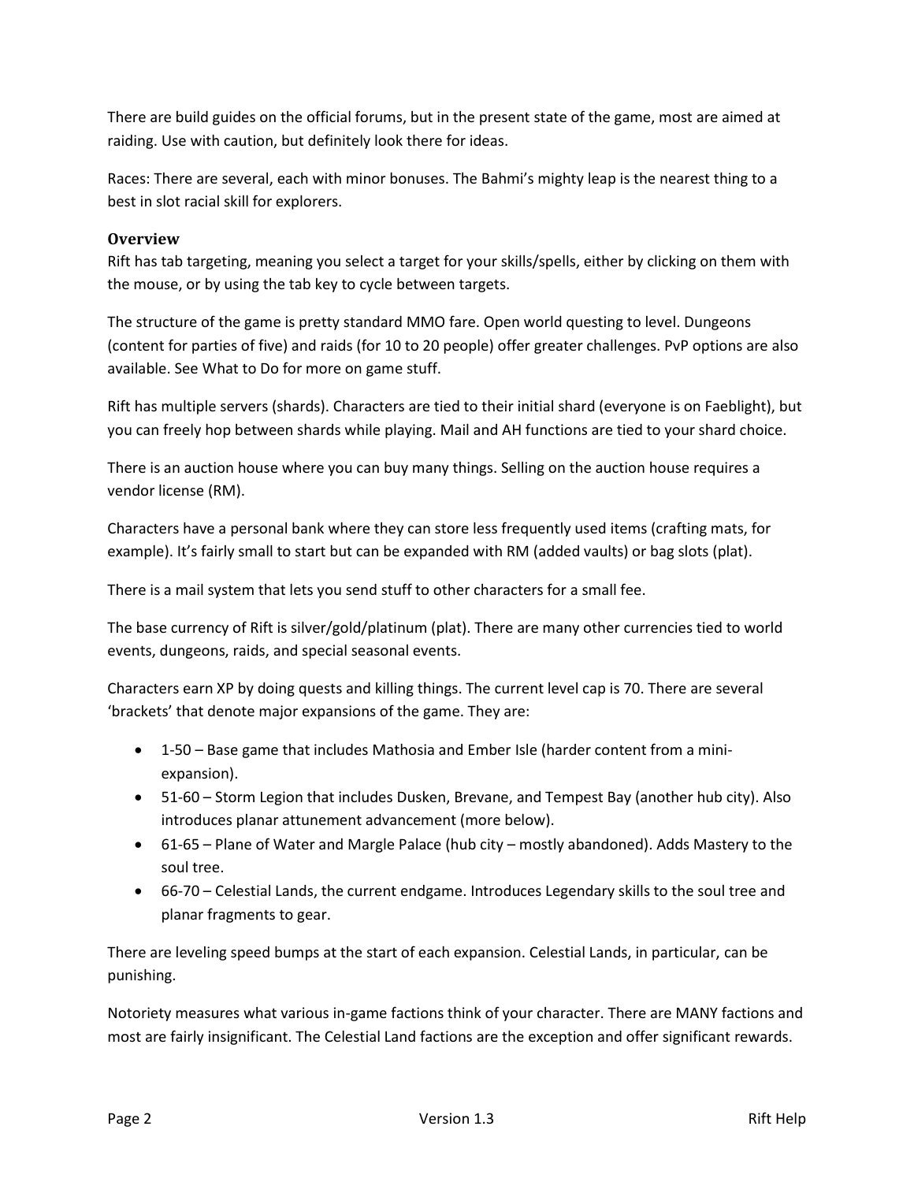There are build guides on the official forums, but in the present state of the game, most are aimed at raiding. Use with caution, but definitely look there for ideas.

Races: There are several, each with minor bonuses. The Bahmi's mighty leap is the nearest thing to a best in slot racial skill for explorers.

### Overview

Rift has tab targeting, meaning you select a target for your skills/spells, either by clicking on them with the mouse, or by using the tab key to cycle between targets.

The structure of the game is pretty standard MMO fare. Open world questing to level. Dungeons (content for parties of five) and raids (for 10 to 20 people) offer greater challenges. PvP options are also available. See What to Do for more on game stuff.

Rift has multiple servers (shards). Characters are tied to their initial shard (everyone is on Faeblight), but you can freely hop between shards while playing. Mail and AH functions are tied to your shard choice.

There is an auction house where you can buy many things. Selling on the auction house requires a vendor license (RM).

Characters have a personal bank where they can store less frequently used items (crafting mats, for example). It's fairly small to start but can be expanded with RM (added vaults) or bag slots (plat).

There is a mail system that lets you send stuff to other characters for a small fee.

The base currency of Rift is silver/gold/platinum (plat). There are many other currencies tied to world events, dungeons, raids, and special seasonal events.

Characters earn XP by doing quests and killing things. The current level cap is 70. There are several 'brackets' that denote major expansions of the game. They are:

- 1-50 – Base game that includes Mathosia and Ember Isle (harder content from a mini-expansion).
- 51-60 – Storm Legion that includes Dusken, Brevane, and Tempest Bay (another hub city). Also introduces planar attunement advancement (more below).
- 61-65 – Plane of Water and Margle Palace (hub city – mostly abandoned). Adds Mastery to the soul tree.
- 66-70 – Celestial Lands, the current endgame. Introduces Legendary skills to the soul tree and planar fragments to gear.

There are leveling speed bumps at the start of each expansion. Celestial Lands, in particular, can be punishing.

Notoriety measures what various in-game factions think of your character. There are MANY factions and most are fairly insignificant. The Celestial Land factions are the exception and offer significant rewards.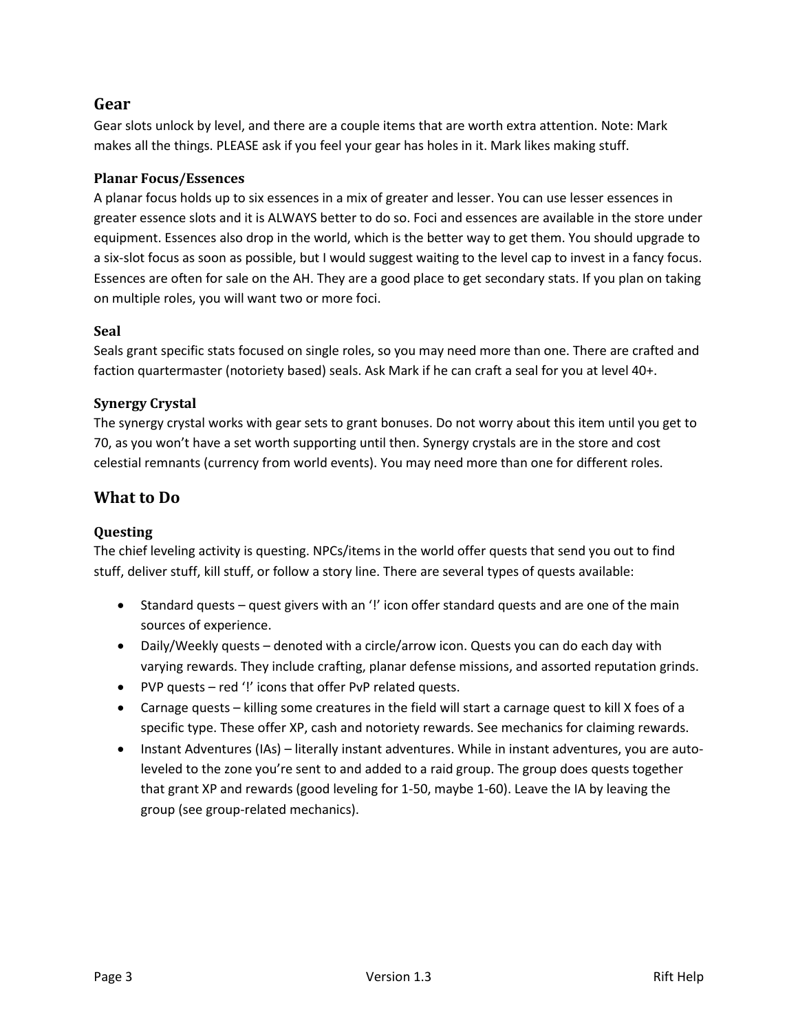## Gear

Gear slots unlock by level, and there are a couple items that are worth extra attention. Note: Mark makes all the things. PLEASE ask if you feel your gear has holes in it. Mark likes making stuff.

### Planar Focus/Essences

A planar focus holds up to six essences in a mix of greater and lesser. You can use lesser essences in greater essence slots and it is ALWAYS better to do so. Foci and essences are available in the store under equipment. Essences also drop in the world, which is the better way to get them. You should upgrade to a six-slot focus as soon as possible, but I would suggest waiting to the level cap to invest in a fancy focus. Essences are often for sale on the AH. They are a good place to get secondary stats. If you plan on taking on multiple roles, you will want two or more foci.

### Seal

Seals grant specific stats focused on single roles, so you may need more than one. There are crafted and faction quartermaster (notoriety based) seals. Ask Mark if he can craft a seal for you at level 40+.

### Synergy Crystal

The synergy crystal works with gear sets to grant bonuses. Do not worry about this item until you get to 70, as you won't have a set worth supporting until then. Synergy crystals are in the store and cost celestial remnants (currency from world events). You may need more than one for different roles.

## What to Do

### Questing

The chief leveling activity is questing. NPCs/items in the world offer quests that send you out to find stuff, deliver stuff, kill stuff, or follow a story line. There are several types of quests available:

- Standard quests – quest givers with an '!' icon offer standard quests and are one of the main sources of experience.
- Daily/Weekly quests – denoted with a circle/arrow icon. Quests you can do each day with varying rewards. They include crafting, planar defense missions, and assorted reputation grinds.
- PVP quests – red '!' icons that offer PvP related quests.
- Carnage quests – killing some creatures in the field will start a carnage quest to kill X foes of a specific type. These offer XP, cash and notoriety rewards. See mechanics for claiming rewards.
- Instant Adventures (IAs) – literally instant adventures. While in instant adventures, you are auto-leveled to the zone you're sent to and added to a raid group. The group does quests together that grant XP and rewards (good leveling for 1-50, maybe 1-60). Leave the IA by leaving the group (see group-related mechanics).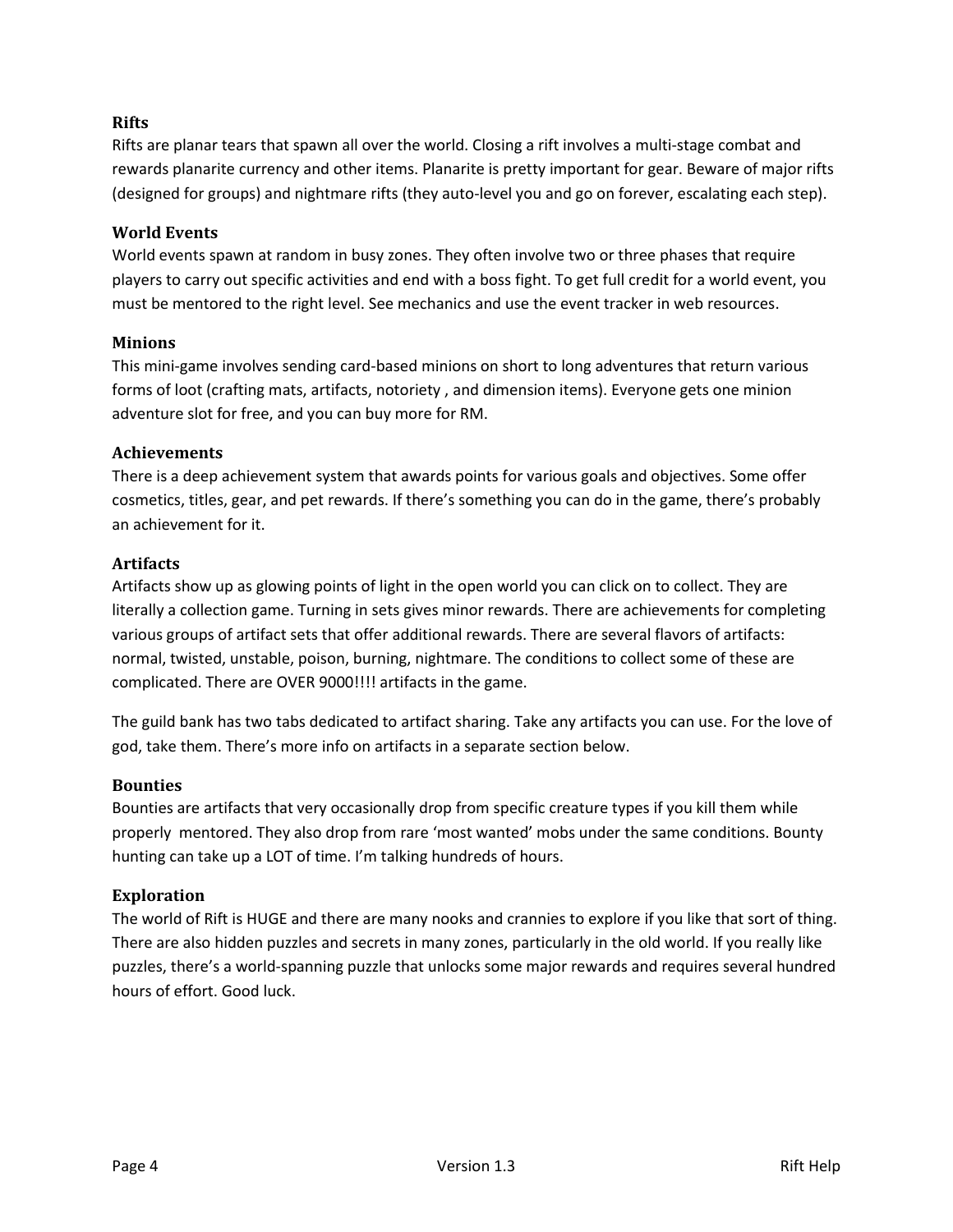### Rifts

Rifts are planar tears that spawn all over the world. Closing a rift involves a multi-stage combat and rewards planarite currency and other items. Planarite is pretty important for gear. Beware of major rifts (designed for groups) and nightmare rifts (they auto-level you and go on forever, escalating each step).

### World Events

World events spawn at random in busy zones. They often involve two or three phases that require players to carry out specific activities and end with a boss fight. To get full credit for a world event, you must be mentored to the right level. See mechanics and use the event tracker in web resources.

### Minions

This mini-game involves sending card-based minions on short to long adventures that return various forms of loot (crafting mats, artifacts, notoriety , and dimension items). Everyone gets one minion adventure slot for free, and you can buy more for RM.

### Achievements

There is a deep achievement system that awards points for various goals and objectives. Some offer cosmetics, titles, gear, and pet rewards. If there's something you can do in the game, there's probably an achievement for it.

### Artifacts

Artifacts show up as glowing points of light in the open world you can click on to collect. They are literally a collection game. Turning in sets gives minor rewards. There are achievements for completing various groups of artifact sets that offer additional rewards. There are several flavors of artifacts: normal, twisted, unstable, poison, burning, nightmare. The conditions to collect some of these are complicated. There are OVER 9000!!!! artifacts in the game.

The guild bank has two tabs dedicated to artifact sharing. Take any artifacts you can use. For the love of god, take them. There's more info on artifacts in a separate section below.

### Bounties

Bounties are artifacts that very occasionally drop from specific creature types if you kill them while properly mentored. They also drop from rare 'most wanted' mobs under the same conditions. Bounty hunting can take up a LOT of time. I'm talking hundreds of hours.

### Exploration

The world of Rift is HUGE and there are many nooks and crannies to explore if you like that sort of thing. There are also hidden puzzles and secrets in many zones, particularly in the old world. If you really like puzzles, there's a world-spanning puzzle that unlocks some major rewards and requires several hundred hours of effort. Good luck.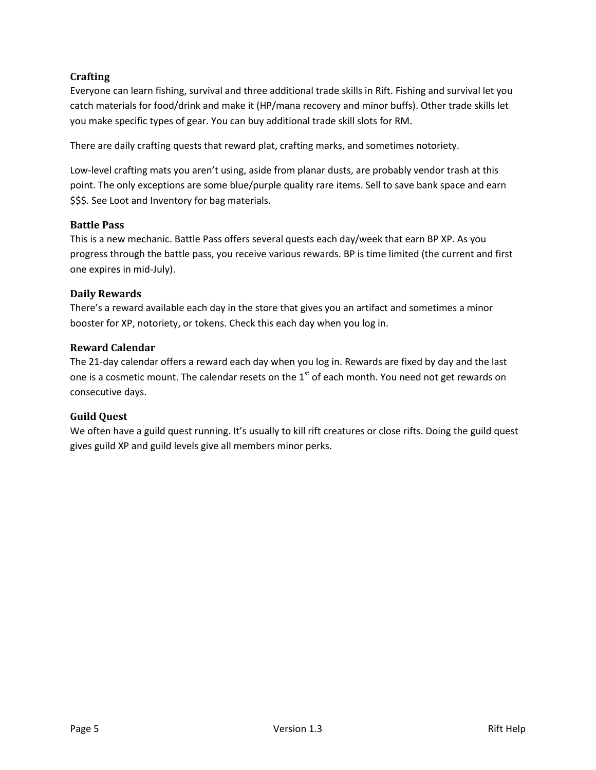## Crafting

Everyone can learn fishing, survival and three additional trade skills in Rift. Fishing and survival let you catch materials for food/drink and make it (HP/mana recovery and minor buffs). Other trade skills let you make specific types of gear. You can buy additional trade skill slots for RM.

There are daily crafting quests that reward plat, crafting marks, and sometimes notoriety.

Low-level crafting mats you aren't using, aside from planar dusts, are probably vendor trash at this point. The only exceptions are some blue/purple quality rare items. Sell to save bank space and earn $$$. See Loot and Inventory for bag materials.

## Battle Pass

This is a new mechanic. Battle Pass offers several quests each day/week that earn BP XP. As you progress through the battle pass, you receive various rewards. BP is time limited (the current and first one expires in mid-July).

## Daily Rewards

There's a reward available each day in the store that gives you an artifact and sometimes a minor booster for XP, notoriety, or tokens. Check this each day when you log in.

## Reward Calendar

The 21-day calendar offers a reward each day when you log in. Rewards are fixed by day and the last one is a cosmetic mount. The calendar resets on the 1st of each month. You need not get rewards on consecutive days.

## Guild Quest

We often have a guild quest running. It's usually to kill rift creatures or close rifts. Doing the guild quest gives guild XP and guild levels give all members minor perks.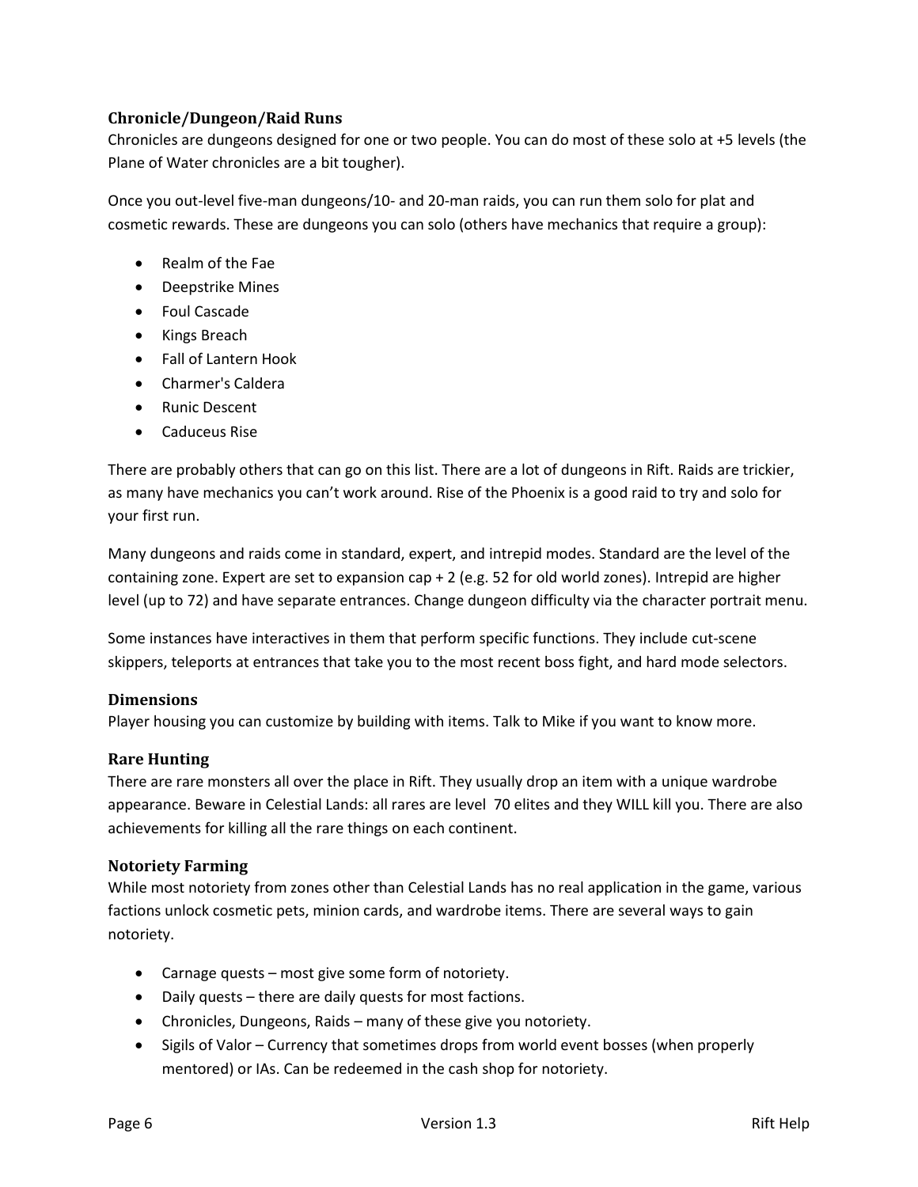### Chronicle/Dungeon/Raid Runs

Chronicles are dungeons designed for one or two people. You can do most of these solo at +5 levels (the Plane of Water chronicles are a bit tougher).

Once you out-level five-man dungeons/10- and 20-man raids, you can run them solo for plat and cosmetic rewards. These are dungeons you can solo (others have mechanics that require a group):

- Realm of the Fae
- Deepstrike Mines
- Foul Cascade
- Kings Breach
- Fall of Lantern Hook
- Charmer's Caldera
- Runic Descent
- Caduceus Rise

There are probably others that can go on this list. There are a lot of dungeons in Rift. Raids are trickier, as many have mechanics you can't work around. Rise of the Phoenix is a good raid to try and solo for your first run.

Many dungeons and raids come in standard, expert, and intrepid modes. Standard are the level of the containing zone. Expert are set to expansion cap + 2 (e.g. 52 for old world zones). Intrepid are higher level (up to 72) and have separate entrances. Change dungeon difficulty via the character portrait menu.

Some instances have interactives in them that perform specific functions. They include cut-scene skippers, teleports at entrances that take you to the most recent boss fight, and hard mode selectors.

### Dimensions

Player housing you can customize by building with items. Talk to Mike if you want to know more.

### Rare Hunting

There are rare monsters all over the place in Rift. They usually drop an item with a unique wardrobe appearance. Beware in Celestial Lands: all rares are level 70 elites and they WILL kill you. There are also achievements for killing all the rare things on each continent.

### Notoriety Farming

While most notoriety from zones other than Celestial Lands has no real application in the game, various factions unlock cosmetic pets, minion cards, and wardrobe items. There are several ways to gain notoriety.

- Carnage quests – most give some form of notoriety.
- Daily quests – there are daily quests for most factions.
- Chronicles, Dungeons, Raids – many of these give you notoriety.
- Sigils of Valor – Currency that sometimes drops from world event bosses (when properly mentored) or IAs. Can be redeemed in the cash shop for notoriety.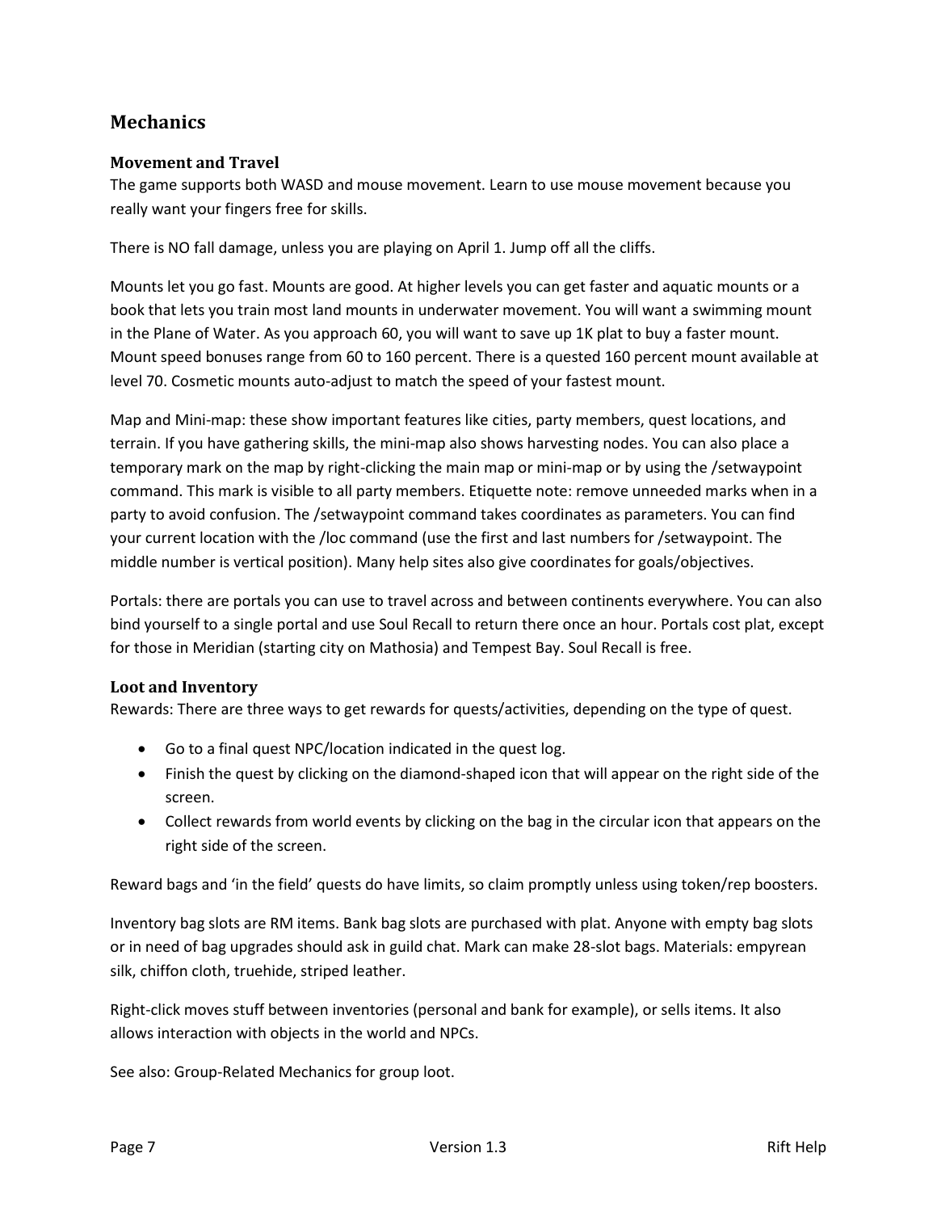## Mechanics

### Movement and Travel

The game supports both WASD and mouse movement. Learn to use mouse movement because you really want your fingers free for skills.

There is NO fall damage, unless you are playing on April 1. Jump off all the cliffs.

Mounts let you go fast. Mounts are good. At higher levels you can get faster and aquatic mounts or a book that lets you train most land mounts in underwater movement. You will want a swimming mount in the Plane of Water. As you approach 60, you will want to save up 1K plat to buy a faster mount. Mount speed bonuses range from 60 to 160 percent. There is a quested 160 percent mount available at level 70. Cosmetic mounts auto-adjust to match the speed of your fastest mount.

Map and Mini-map: these show important features like cities, party members, quest locations, and terrain. If you have gathering skills, the mini-map also shows harvesting nodes. You can also place a temporary mark on the map by right-clicking the main map or mini-map or by using the /setwaypoint command. This mark is visible to all party members. Etiquette note: remove unneeded marks when in a party to avoid confusion. The /setwaypoint command takes coordinates as parameters. You can find your current location with the /loc command (use the first and last numbers for /setwaypoint. The middle number is vertical position). Many help sites also give coordinates for goals/objectives.

Portals: there are portals you can use to travel across and between continents everywhere. You can also bind yourself to a single portal and use Soul Recall to return there once an hour. Portals cost plat, except for those in Meridian (starting city on Mathosia) and Tempest Bay. Soul Recall is free.

### Loot and Inventory

Rewards: There are three ways to get rewards for quests/activities, depending on the type of quest.

- Go to a final quest NPC/location indicated in the quest log.
- Finish the quest by clicking on the diamond-shaped icon that will appear on the right side of the screen.
- Collect rewards from world events by clicking on the bag in the circular icon that appears on the right side of the screen.

Reward bags and 'in the field' quests do have limits, so claim promptly unless using token/rep boosters.

Inventory bag slots are RM items. Bank bag slots are purchased with plat. Anyone with empty bag slots or in need of bag upgrades should ask in guild chat. Mark can make 28-slot bags. Materials: empyrean silk, chiffon cloth, truehide, striped leather.

Right-click moves stuff between inventories (personal and bank for example), or sells items. It also allows interaction with objects in the world and NPCs.

See also: Group-Related Mechanics for group loot.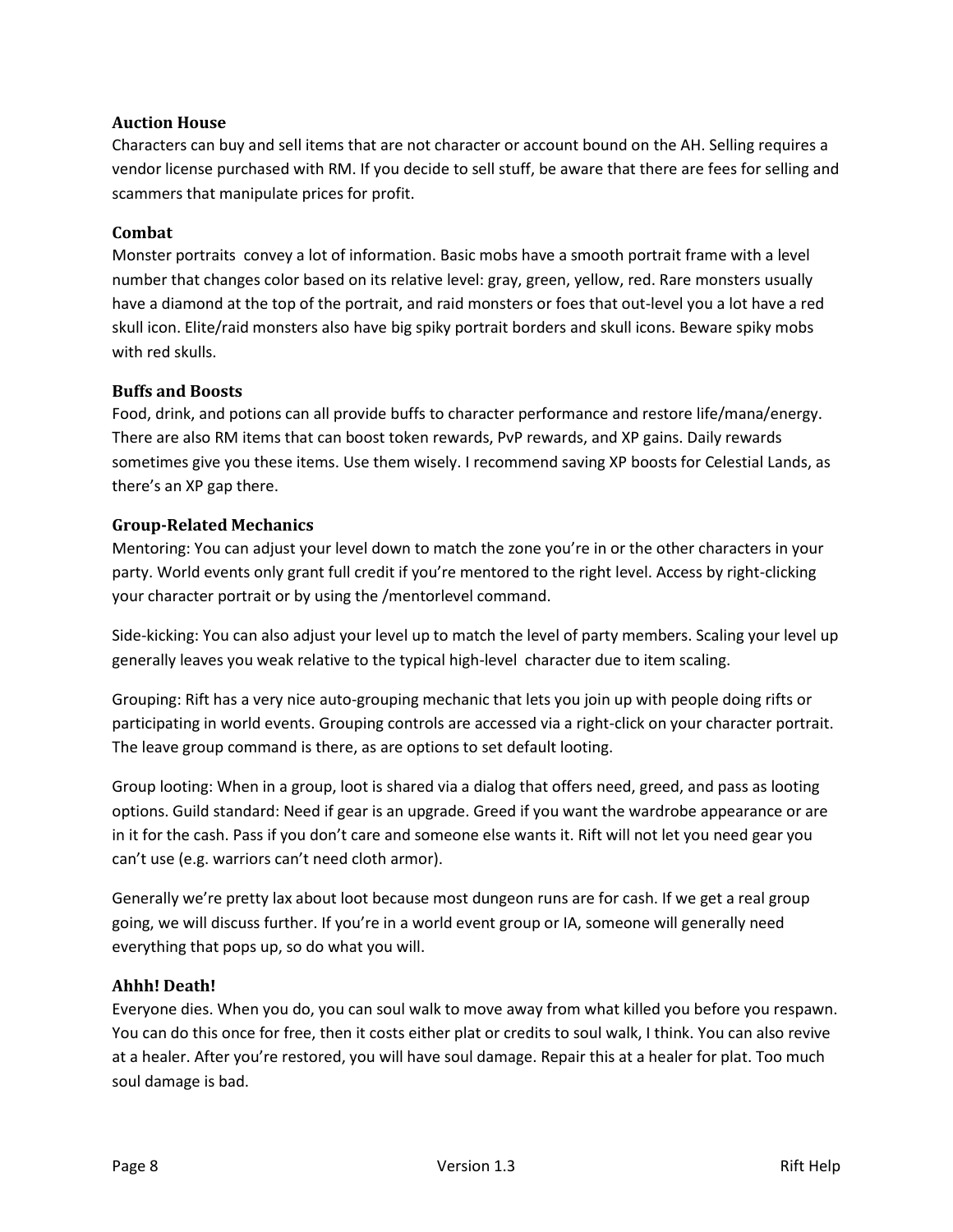### Auction House

Characters can buy and sell items that are not character or account bound on the AH. Selling requires a vendor license purchased with RM. If you decide to sell stuff, be aware that there are fees for selling and scammers that manipulate prices for profit.

### Combat

Monster portraits convey a lot of information. Basic mobs have a smooth portrait frame with a level number that changes color based on its relative level: gray, green, yellow, red. Rare monsters usually have a diamond at the top of the portrait, and raid monsters or foes that out-level you a lot have a red skull icon. Elite/raid monsters also have big spiky portrait borders and skull icons. Beware spiky mobs with red skulls.

### Buffs and Boosts

Food, drink, and potions can all provide buffs to character performance and restore life/mana/energy. There are also RM items that can boost token rewards, PvP rewards, and XP gains. Daily rewards sometimes give you these items. Use them wisely. I recommend saving XP boosts for Celestial Lands, as there's an XP gap there.

### Group-Related Mechanics

Mentoring: You can adjust your level down to match the zone you're in or the other characters in your party. World events only grant full credit if you're mentored to the right level. Access by right-clicking your character portrait or by using the /mentorlevel command.

Side-kicking: You can also adjust your level up to match the level of party members. Scaling your level up generally leaves you weak relative to the typical high-level character due to item scaling.

Grouping: Rift has a very nice auto-grouping mechanic that lets you join up with people doing rifts or participating in world events. Grouping controls are accessed via a right-click on your character portrait. The leave group command is there, as are options to set default looting.

Group looting: When in a group, loot is shared via a dialog that offers need, greed, and pass as looting options. Guild standard: Need if gear is an upgrade. Greed if you want the wardrobe appearance or are in it for the cash. Pass if you don't care and someone else wants it. Rift will not let you need gear you can't use (e.g. warriors can't need cloth armor).

Generally we're pretty lax about loot because most dungeon runs are for cash. If we get a real group going, we will discuss further. If you're in a world event group or IA, someone will generally need everything that pops up, so do what you will.

### Ahhh! Death!

Everyone dies. When you do, you can soul walk to move away from what killed you before you respawn. You can do this once for free, then it costs either plat or credits to soul walk, I think. You can also revive at a healer. After you're restored, you will have soul damage. Repair this at a healer for plat. Too much soul damage is bad.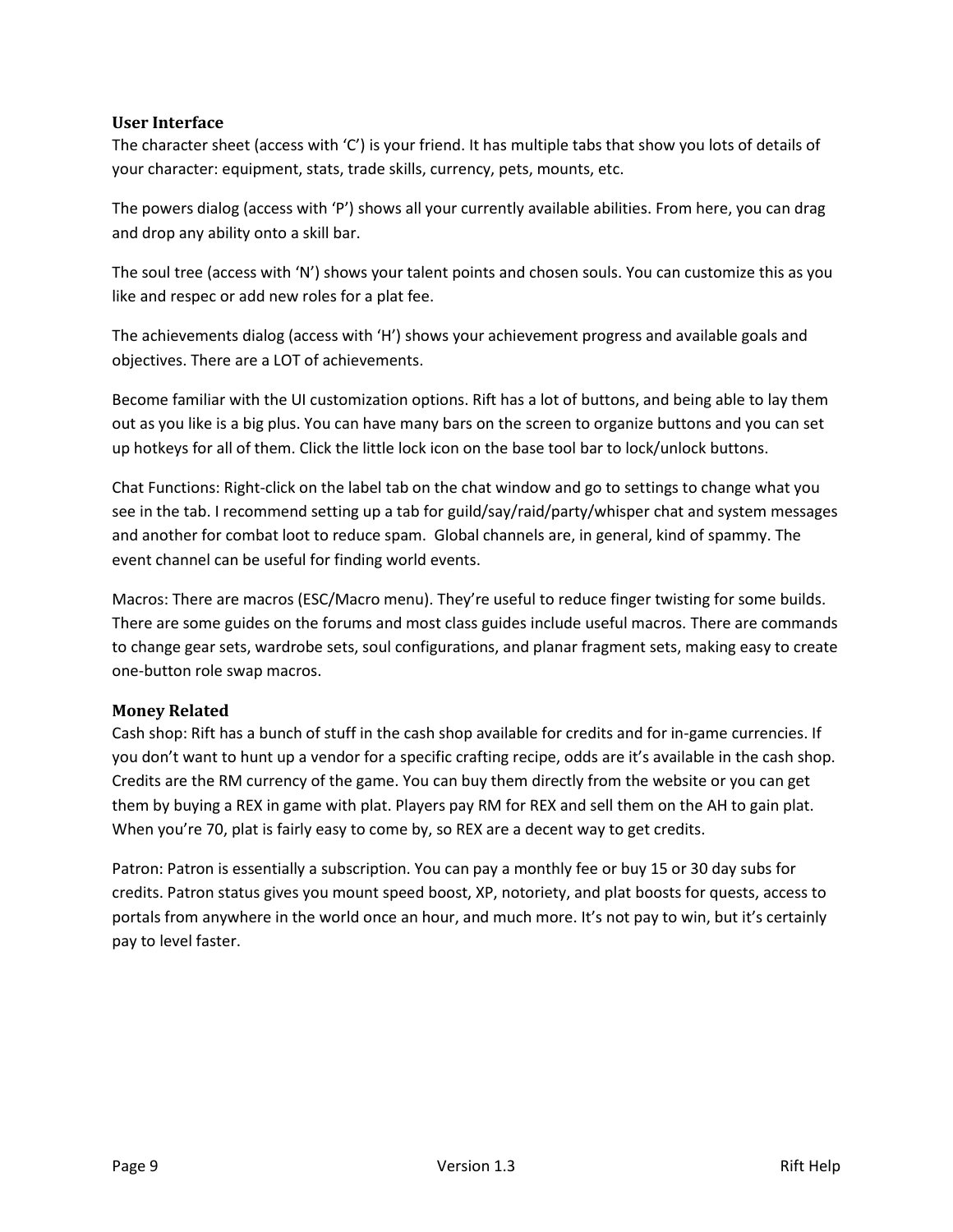### User Interface

The character sheet (access with 'C') is your friend. It has multiple tabs that show you lots of details of your character: equipment, stats, trade skills, currency, pets, mounts, etc.

The powers dialog (access with 'P') shows all your currently available abilities. From here, you can drag and drop any ability onto a skill bar.

The soul tree (access with 'N') shows your talent points and chosen souls. You can customize this as you like and respec or add new roles for a plat fee.

The achievements dialog (access with 'H') shows your achievement progress and available goals and objectives. There are a LOT of achievements.

Become familiar with the UI customization options. Rift has a lot of buttons, and being able to lay them out as you like is a big plus. You can have many bars on the screen to organize buttons and you can set up hotkeys for all of them. Click the little lock icon on the base tool bar to lock/unlock buttons.

Chat Functions: Right-click on the label tab on the chat window and go to settings to change what you see in the tab. I recommend setting up a tab for guild/say/raid/party/whisper chat and system messages and another for combat loot to reduce spam. Global channels are, in general, kind of spammy. The event channel can be useful for finding world events.

Macros: There are macros (ESC/Macro menu). They're useful to reduce finger twisting for some builds. There are some guides on the forums and most class guides include useful macros. There are commands to change gear sets, wardrobe sets, soul configurations, and planar fragment sets, making easy to create one-button role swap macros.

### Money Related

Cash shop: Rift has a bunch of stuff in the cash shop available for credits and for in-game currencies. If you don't want to hunt up a vendor for a specific crafting recipe, odds are it's available in the cash shop. Credits are the RM currency of the game. You can buy them directly from the website or you can get them by buying a REX in game with plat. Players pay RM for REX and sell them on the AH to gain plat. When you're 70, plat is fairly easy to come by, so REX are a decent way to get credits.

Patron: Patron is essentially a subscription. You can pay a monthly fee or buy 15 or 30 day subs for credits. Patron status gives you mount speed boost, XP, notoriety, and plat boosts for quests, access to portals from anywhere in the world once an hour, and much more. It's not pay to win, but it's certainly pay to level faster.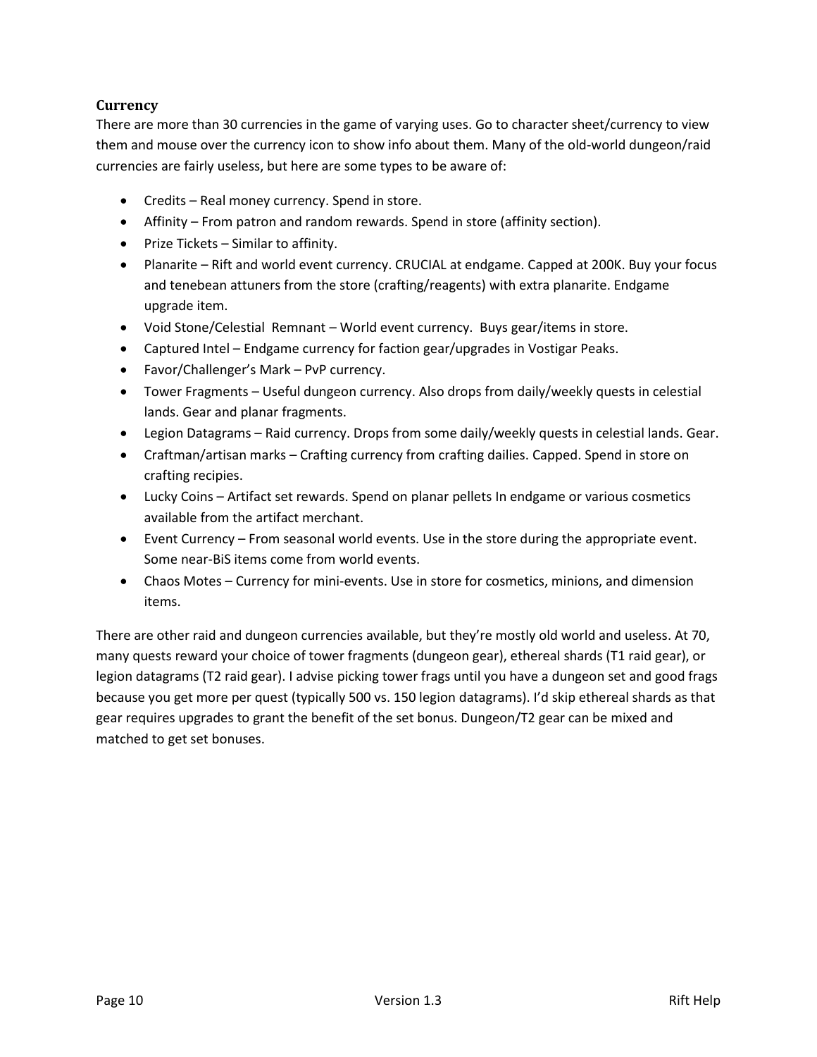### Currency

There are more than 30 currencies in the game of varying uses. Go to character sheet/currency to view them and mouse over the currency icon to show info about them. Many of the old-world dungeon/raid currencies are fairly useless, but here are some types to be aware of:

- Credits – Real money currency. Spend in store.
- Affinity – From patron and random rewards. Spend in store (affinity section).
- Prize Tickets – Similar to affinity.
- Planarite – Rift and world event currency. CRUCIAL at endgame. Capped at 200K. Buy your focus and tenebean attuners from the store (crafting/reagents) with extra planarite. Endgame upgrade item.
- Void Stone/Celestial Remnant – World event currency. Buys gear/items in store.
- Captured Intel – Endgame currency for faction gear/upgrades in Vostigar Peaks.
- Favor/Challenger's Mark – PvP currency.
- Tower Fragments – Useful dungeon currency. Also drops from daily/weekly quests in celestial lands. Gear and planar fragments.
- Legion Datagrams – Raid currency. Drops from some daily/weekly quests in celestial lands. Gear.
- Craftman/artisan marks – Crafting currency from crafting dailies. Capped. Spend in store on crafting recipies.
- Lucky Coins – Artifact set rewards. Spend on planar pellets In endgame or various cosmetics available from the artifact merchant.
- Event Currency – From seasonal world events. Use in the store during the appropriate event. Some near-BiS items come from world events.
- Chaos Motes – Currency for mini-events. Use in store for cosmetics, minions, and dimension items.

There are other raid and dungeon currencies available, but they're mostly old world and useless. At 70, many quests reward your choice of tower fragments (dungeon gear), ethereal shards (T1 raid gear), or legion datagrams (T2 raid gear). I advise picking tower frags until you have a dungeon set and good frags because you get more per quest (typically 500 vs. 150 legion datagrams). I'd skip ethereal shards as that gear requires upgrades to grant the benefit of the set bonus. Dungeon/T2 gear can be mixed and matched to get set bonuses.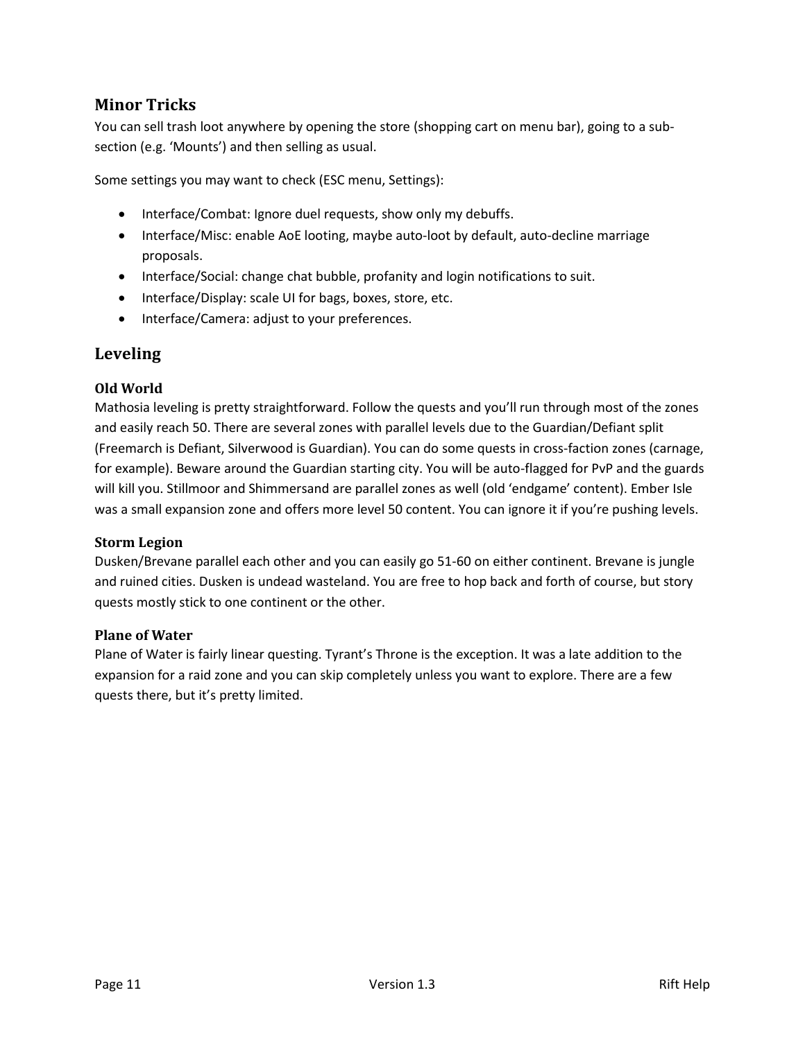## Minor Tricks

You can sell trash loot anywhere by opening the store (shopping cart on menu bar), going to a sub-section (e.g. 'Mounts') and then selling as usual.

Some settings you may want to check (ESC menu, Settings):

- Interface/Combat: Ignore duel requests, show only my debuffs.
- Interface/Misc: enable AoE looting, maybe auto-loot by default, auto-decline marriage proposals.
- Interface/Social: change chat bubble, profanity and login notifications to suit.
- Interface/Display: scale UI for bags, boxes, store, etc.
- Interface/Camera: adjust to your preferences.

## Leveling

### Old World

Mathosia leveling is pretty straightforward. Follow the quests and you'll run through most of the zones and easily reach 50. There are several zones with parallel levels due to the Guardian/Defiant split (Freemarch is Defiant, Silverwood is Guardian). You can do some quests in cross-faction zones (carnage, for example). Beware around the Guardian starting city. You will be auto-flagged for PvP and the guards will kill you. Stillmoor and Shimmersand are parallel zones as well (old 'endgame' content). Ember Isle was a small expansion zone and offers more level 50 content. You can ignore it if you're pushing levels.

### Storm Legion

Dusken/Brevane parallel each other and you can easily go 51-60 on either continent. Brevane is jungle and ruined cities. Dusken is undead wasteland. You are free to hop back and forth of course, but story quests mostly stick to one continent or the other.

### Plane of Water

Plane of Water is fairly linear questing. Tyrant's Throne is the exception. It was a late addition to the expansion for a raid zone and you can skip completely unless you want to explore. There are a few quests there, but it's pretty limited.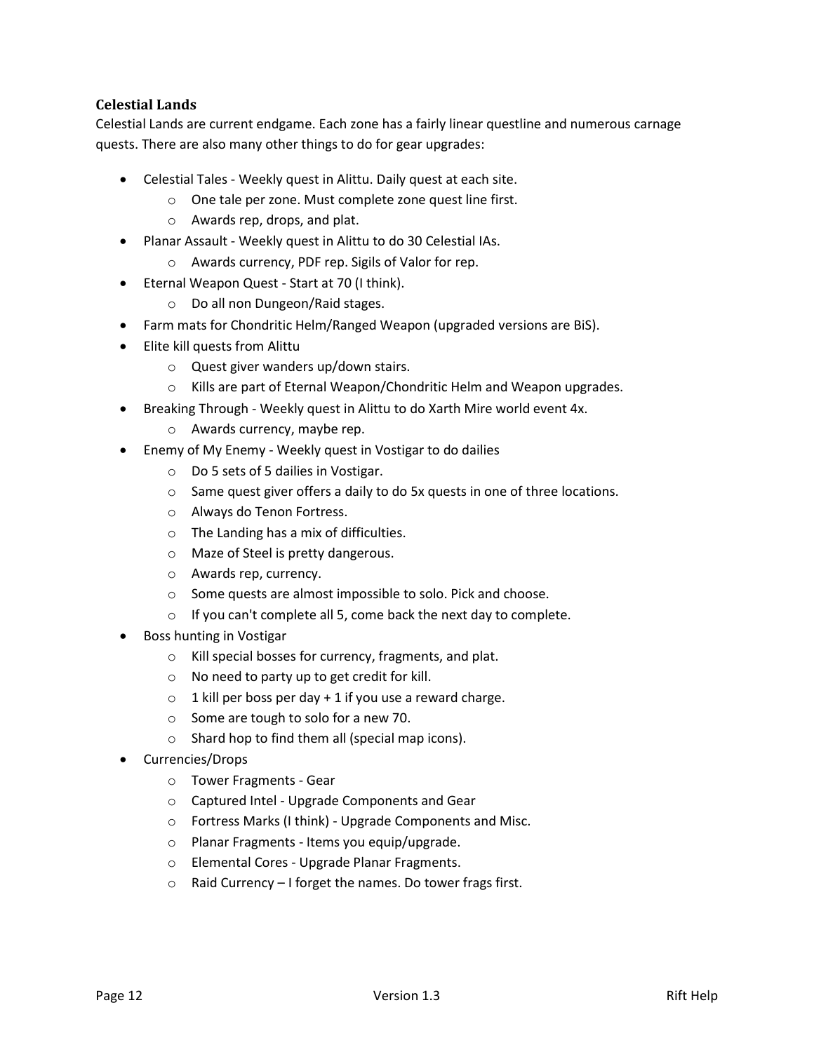### Celestial Lands

Celestial Lands are current endgame. Each zone has a fairly linear questline and numerous carnage quests. There are also many other things to do for gear upgrades:

- Celestial Tales - Weekly quest in Alittu. Daily quest at each site.
    - One tale per zone. Must complete zone quest line first.
    - Awards rep, drops, and plat.
- Planar Assault - Weekly quest in Alittu to do 30 Celestial IAs.
    - Awards currency, PDF rep. Sigils of Valor for rep.
- Eternal Weapon Quest - Start at 70 (I think).
    - Do all non Dungeon/Raid stages.
- Farm mats for Chondritic Helm/Ranged Weapon (upgraded versions are BiS).
- Elite kill quests from Alittu
    - Quest giver wanders up/down stairs.
    - Kills are part of Eternal Weapon/Chondritic Helm and Weapon upgrades.
- Breaking Through - Weekly quest in Alittu to do Xarth Mire world event 4x.
    - Awards currency, maybe rep.
- Enemy of My Enemy - Weekly quest in Vostigar to do dailies
    - Do 5 sets of 5 dailies in Vostigar.
    - Same quest giver offers a daily to do 5x quests in one of three locations.
    - Always do Tenon Fortress.
    - The Landing has a mix of difficulties.
    - Maze of Steel is pretty dangerous.
    - Awards rep, currency.
    - Some quests are almost impossible to solo. Pick and choose.
    - If you can't complete all 5, come back the next day to complete.
- Boss hunting in Vostigar
    - Kill special bosses for currency, fragments, and plat.
    - No need to party up to get credit for kill.
    - 1 kill per boss per day + 1 if you use a reward charge.
    - Some are tough to solo for a new 70.
    - Shard hop to find them all (special map icons).
- Currencies/Drops
    - Tower Fragments - Gear
    - Captured Intel - Upgrade Components and Gear
    - Fortress Marks (I think) - Upgrade Components and Misc.
    - Planar Fragments - Items you equip/upgrade.
    - Elemental Cores - Upgrade Planar Fragments.
    - Raid Currency – I forget the names. Do tower frags first.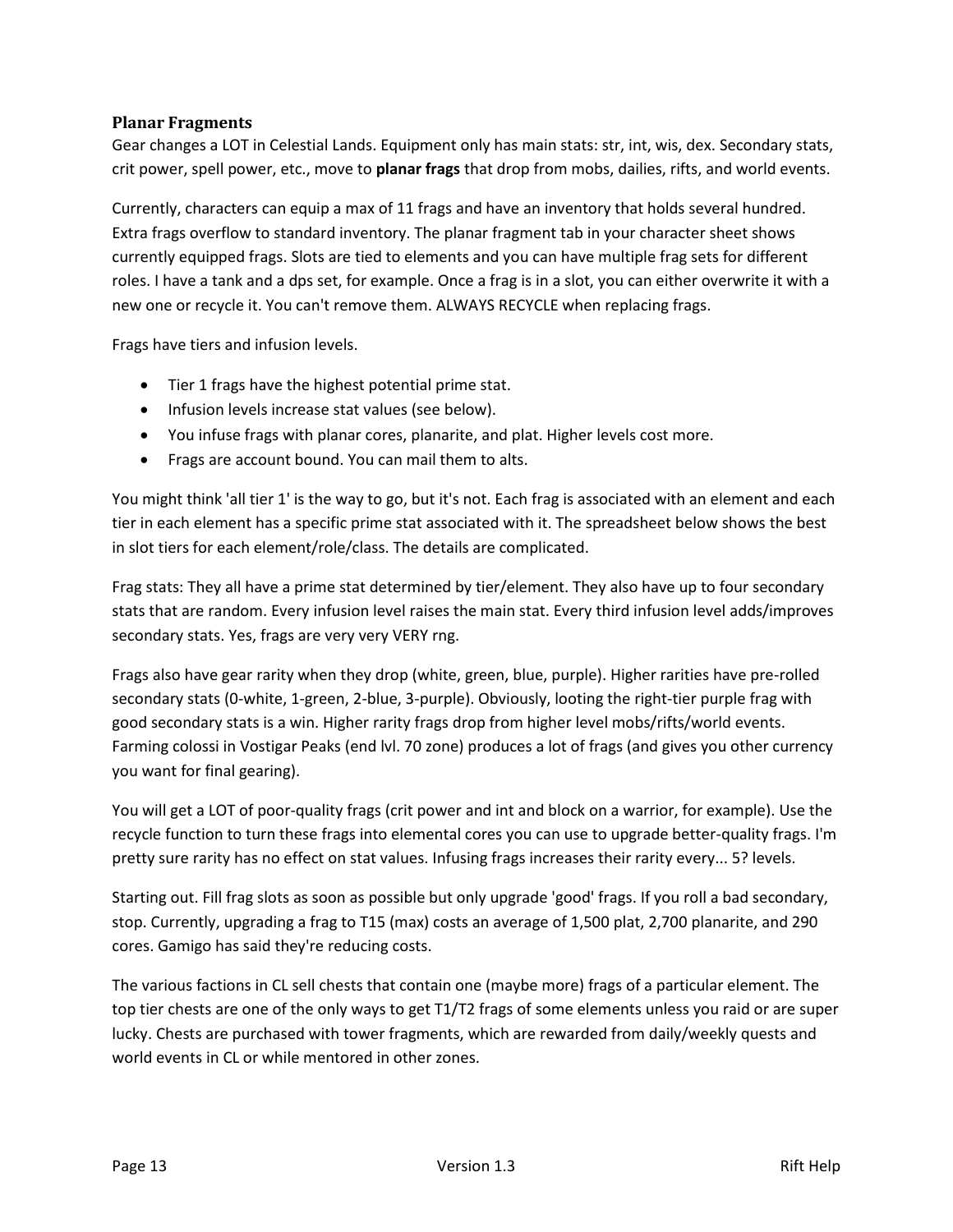### Planar Fragments

Gear changes a LOT in Celestial Lands. Equipment only has main stats: str, int, wis, dex. Secondary stats, crit power, spell power, etc., move to **planar frags** that drop from mobs, dailies, rifts, and world events.

Currently, characters can equip a max of 11 frags and have an inventory that holds several hundred. Extra frags overflow to standard inventory. The planar fragment tab in your character sheet shows currently equipped frags. Slots are tied to elements and you can have multiple frag sets for different roles. I have a tank and a dps set, for example. Once a frag is in a slot, you can either overwrite it with a new one or recycle it. You can't remove them. ALWAYS RECYCLE when replacing frags.

Frags have tiers and infusion levels.

- Tier 1 frags have the highest potential prime stat.
- Infusion levels increase stat values (see below).
- You infuse frags with planar cores, planarite, and plat. Higher levels cost more.
- Frags are account bound. You can mail them to alts.

You might think 'all tier 1' is the way to go, but it's not. Each frag is associated with an element and each tier in each element has a specific prime stat associated with it. The spreadsheet below shows the best in slot tiers for each element/role/class. The details are complicated.

Frag stats: They all have a prime stat determined by tier/element. They also have up to four secondary stats that are random. Every infusion level raises the main stat. Every third infusion level adds/improves secondary stats. Yes, frags are very very VERY rng.

Frags also have gear rarity when they drop (white, green, blue, purple). Higher rarities have pre-rolled secondary stats (0-white, 1-green, 2-blue, 3-purple). Obviously, looting the right-tier purple frag with good secondary stats is a win. Higher rarity frags drop from higher level mobs/rifts/world events. Farming colossi in Vostigar Peaks (end lvl. 70 zone) produces a lot of frags (and gives you other currency you want for final gearing).

You will get a LOT of poor-quality frags (crit power and int and block on a warrior, for example). Use the recycle function to turn these frags into elemental cores you can use to upgrade better-quality frags. I'm pretty sure rarity has no effect on stat values. Infusing frags increases their rarity every... 5? levels.

Starting out. Fill frag slots as soon as possible but only upgrade 'good' frags. If you roll a bad secondary, stop. Currently, upgrading a frag to T15 (max) costs an average of 1,500 plat, 2,700 planarite, and 290 cores. Gamigo has said they're reducing costs.

The various factions in CL sell chests that contain one (maybe more) frags of a particular element. The top tier chests are one of the only ways to get T1/T2 frags of some elements unless you raid or are super lucky. Chests are purchased with tower fragments, which are rewarded from daily/weekly quests and world events in CL or while mentored in other zones.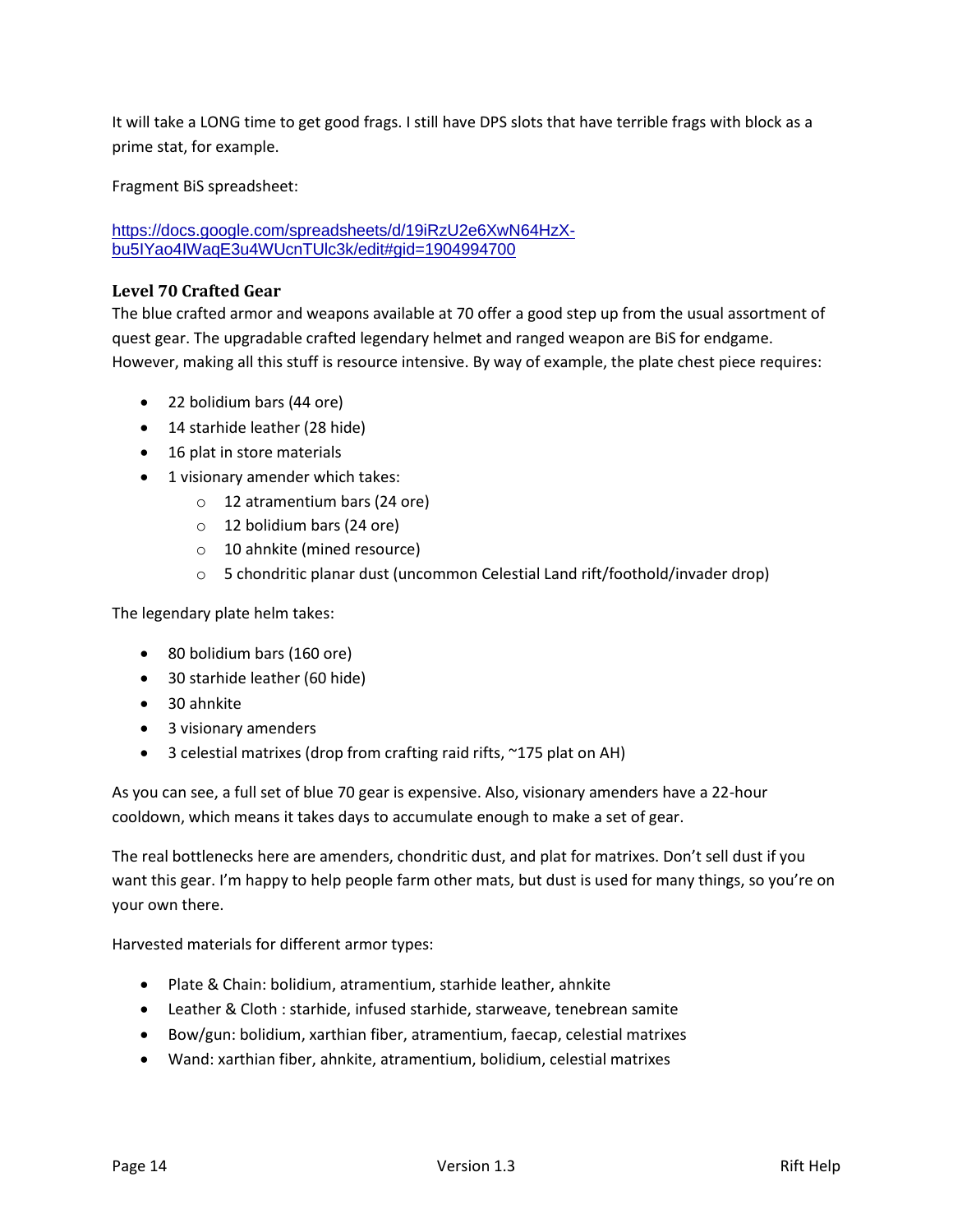It will take a LONG time to get good frags. I still have DPS slots that have terrible frags with block as a prime stat, for example.

Fragment BiS spreadsheet:

[https://docs.google.com/spreadsheets/d/19iRzU2e6XwN64HzX-bu5IYao4IWaqE3u4WUcnTUlc3k/edit#gid=1904994700](https://docs.google.com/spreadsheets/d/19iRzU2e6XwN64HzX-bu5IYao4IWaqE3u4WUcnTUlc3k/edit#gid=1904994700)

### Level 70 Crafted Gear

The blue crafted armor and weapons available at 70 offer a good step up from the usual assortment of quest gear. The upgradable crafted legendary helmet and ranged weapon are BiS for endgame. However, making all this stuff is resource intensive. By way of example, the plate chest piece requires:

- 22 bolidium bars (44 ore)
- 14 starhide leather (28 hide)
- 16 plat in store materials
- 1 visionary amender which takes:
  - 12 atramentium bars (24 ore)
  - 12 bolidium bars (24 ore)
  - 10 ahnkite (mined resource)
  - 5 chondritic planar dust (uncommon Celestial Land rift/foothold/invader drop)

The legendary plate helm takes:

- 80 bolidium bars (160 ore)
- 30 starhide leather (60 hide)
- 30 ahnkite
- 3 visionary amenders
- 3 celestial matrixes (drop from crafting raid rifts, ~175 plat on AH)

As you can see, a full set of blue 70 gear is expensive. Also, visionary amenders have a 22-hour cooldown, which means it takes days to accumulate enough to make a set of gear.

The real bottlenecks here are amenders, chondritic dust, and plat for matrixes. Don't sell dust if you want this gear. I'm happy to help people farm other mats, but dust is used for many things, so you're on your own there.

Harvested materials for different armor types:

- Plate & Chain: bolidium, atramentium, starhide leather, ahnkite
- Leather & Cloth : starhide, infused starhide, starweave, tenebrean samite
- Bow/gun: bolidium, xarthian fiber, atramentium, faecap, celestial matrixes
- Wand: xarthian fiber, ahnkite, atramentium, bolidium, celestial matrixes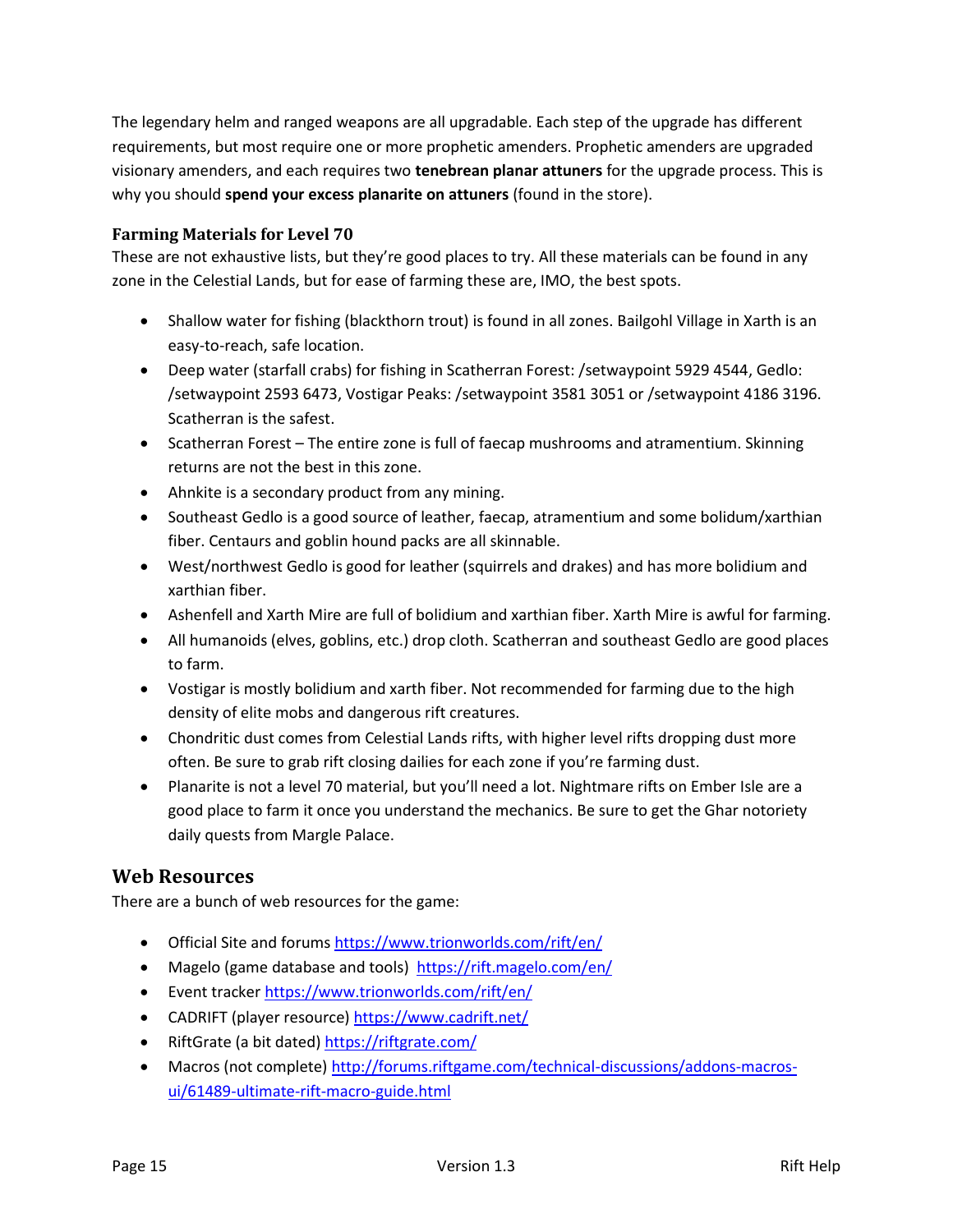The legendary helm and ranged weapons are all upgradable. Each step of the upgrade has different requirements, but most require one or more prophetic amenders. Prophetic amenders are upgraded visionary amenders, and each requires two **tenebrean planar attuners** for the upgrade process. This is why you should **spend your excess planarite on attuners** (found in the store).

### Farming Materials for Level 70

These are not exhaustive lists, but they're good places to try. All these materials can be found in any zone in the Celestial Lands, but for ease of farming these are, IMO, the best spots.

- Shallow water for fishing (blackthorn trout) is found in all zones. Bailgohl Village in Xarth is an easy-to-reach, safe location.
- Deep water (starfall crabs) for fishing in Scatherran Forest: /setwaypoint 5929 4544, Gedlo: /setwaypoint 2593 6473, Vostigar Peaks: /setwaypoint 3581 3051 or /setwaypoint 4186 3196. Scatherran is the safest.
- Scatherran Forest – The entire zone is full of faecap mushrooms and atramentium. Skinning returns are not the best in this zone.
- Ahnkite is a secondary product from any mining.
- Southeast Gedlo is a good source of leather, faecap, atramentium and some bolidum/xarthian fiber. Centaurs and goblin hound packs are all skinnable.
- West/northwest Gedlo is good for leather (squirrels and drakes) and has more bolidium and xarthian fiber.
- Ashenfell and Xarth Mire are full of bolidium and xarthian fiber. Xarth Mire is awful for farming.
- All humanoids (elves, goblins, etc.) drop cloth. Scatherran and southeast Gedlo are good places to farm.
- Vostigar is mostly bolidium and xarth fiber. Not recommended for farming due to the high density of elite mobs and dangerous rift creatures.
- Chondritic dust comes from Celestial Lands rifts, with higher level rifts dropping dust more often. Be sure to grab rift closing dailies for each zone if you're farming dust.
- Planarite is not a level 70 material, but you'll need a lot. Nightmare rifts on Ember Isle are a good place to farm it once you understand the mechanics. Be sure to get the Ghar notoriety daily quests from Margle Palace.

## Web Resources

There are a bunch of web resources for the game:

- Official Site and forums https://www.trionworlds.com/rift/en/
- Magelo (game database and tools) https://rift.magelo.com/en/
- Event tracker https://www.trionworlds.com/rift/en/
- CADRIFT (player resource) https://www.cadrift.net/
- RiftGrate (a bit dated) https://riftgrate.com/
- Macros (not complete) http://forums.riftgame.com/technical-discussions/addons-macros-ui/61489-ultimate-rift-macro-guide.html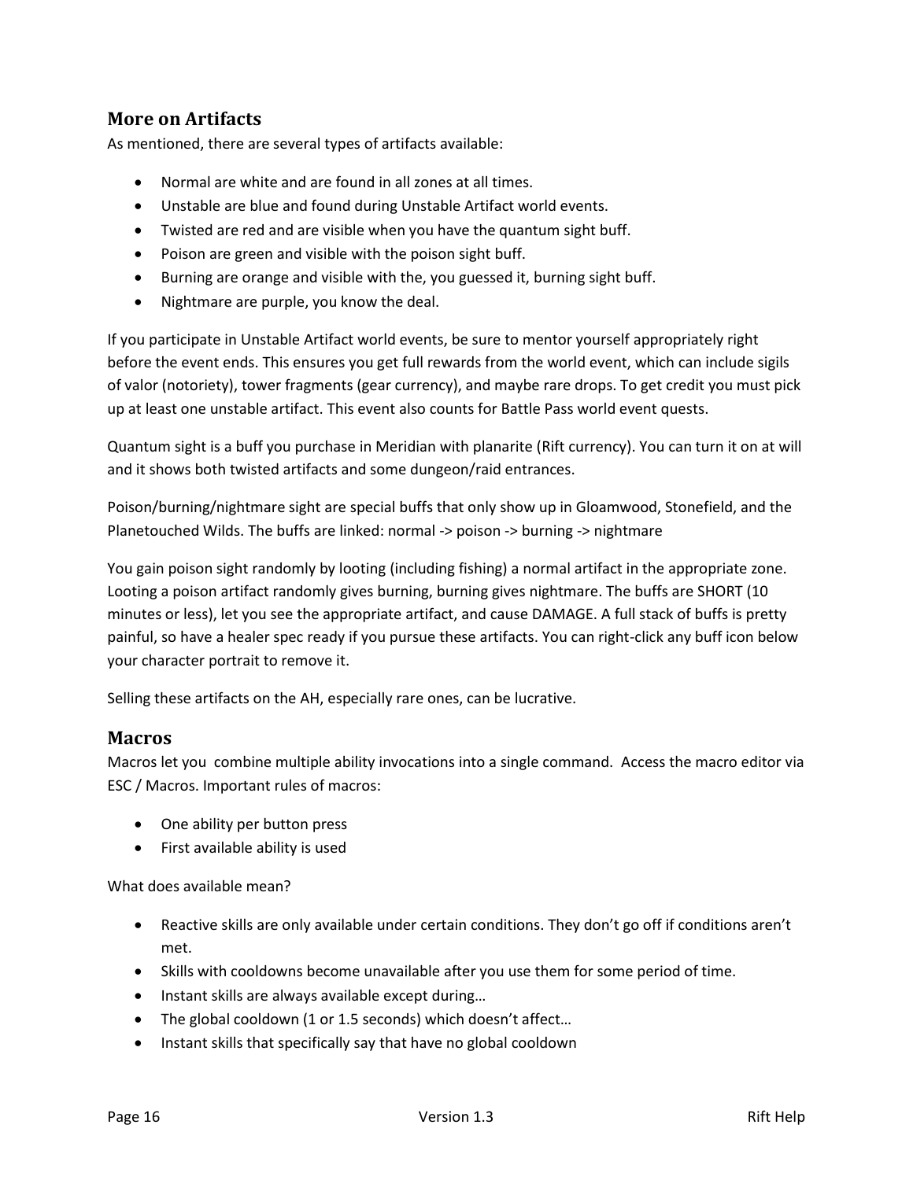## More on Artifacts

As mentioned, there are several types of artifacts available:

- Normal are white and are found in all zones at all times.
- Unstable are blue and found during Unstable Artifact world events.
- Twisted are red and are visible when you have the quantum sight buff.
- Poison are green and visible with the poison sight buff.
- Burning are orange and visible with the, you guessed it, burning sight buff.
- Nightmare are purple, you know the deal.

If you participate in Unstable Artifact world events, be sure to mentor yourself appropriately right before the event ends. This ensures you get full rewards from the world event, which can include sigils of valor (notoriety), tower fragments (gear currency), and maybe rare drops. To get credit you must pick up at least one unstable artifact. This event also counts for Battle Pass world event quests.

Quantum sight is a buff you purchase in Meridian with planarite (Rift currency). You can turn it on at will and it shows both twisted artifacts and some dungeon/raid entrances.

Poison/burning/nightmare sight are special buffs that only show up in Gloamwood, Stonefield, and the Planetouched Wilds. The buffs are linked: normal -> poison -> burning -> nightmare

You gain poison sight randomly by looting (including fishing) a normal artifact in the appropriate zone. Looting a poison artifact randomly gives burning, burning gives nightmare. The buffs are SHORT (10 minutes or less), let you see the appropriate artifact, and cause DAMAGE. A full stack of buffs is pretty painful, so have a healer spec ready if you pursue these artifacts. You can right-click any buff icon below your character portrait to remove it.

Selling these artifacts on the AH, especially rare ones, can be lucrative.

## Macros

Macros let you combine multiple ability invocations into a single command. Access the macro editor via ESC / Macros. Important rules of macros:

- One ability per button press
- First available ability is used

What does available mean?

- Reactive skills are only available under certain conditions. They don't go off if conditions aren't met.
- Skills with cooldowns become unavailable after you use them for some period of time.
- Instant skills are always available except during…
- The global cooldown (1 or 1.5 seconds) which doesn't affect…
- Instant skills that specifically say that have no global cooldown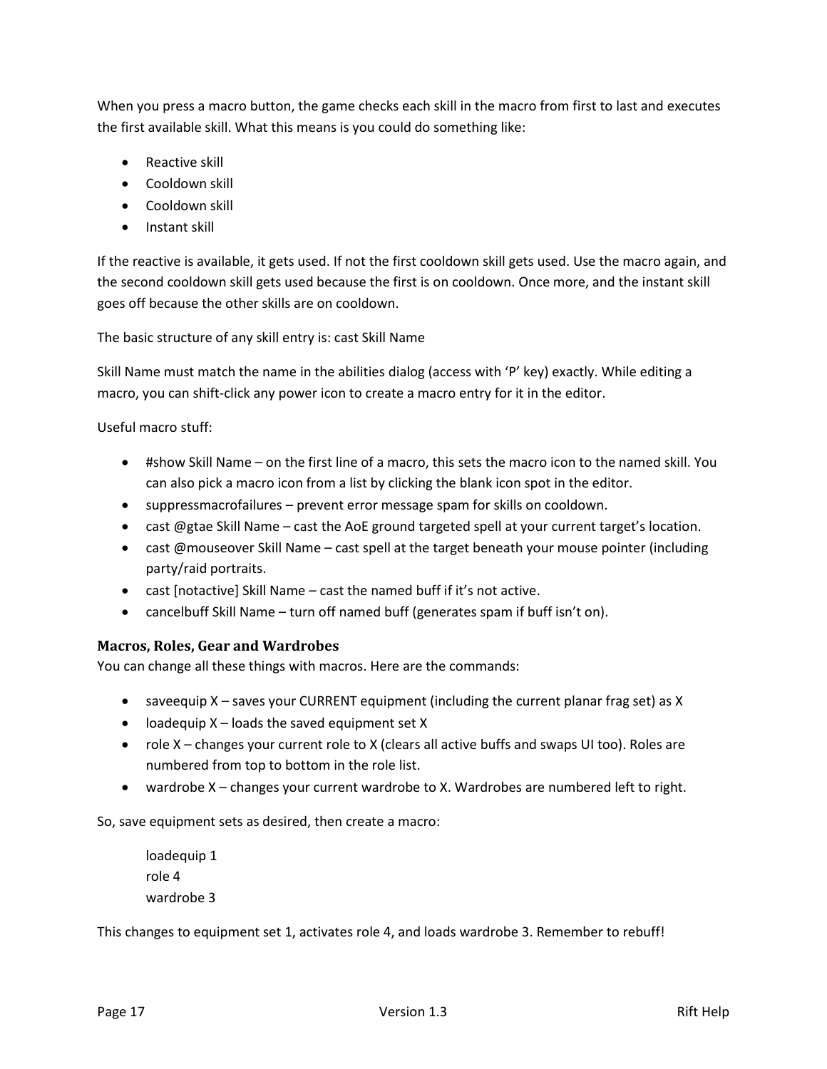When you press a macro button, the game checks each skill in the macro from first to last and executes the first available skill. What this means is you could do something like:

- Reactive skill
- Cooldown skill
- Cooldown skill
- Instant skill

If the reactive is available, it gets used. If not the first cooldown skill gets used. Use the macro again, and the second cooldown skill gets used because the first is on cooldown. Once more, and the instant skill goes off because the other skills are on cooldown.

The basic structure of any skill entry is: cast Skill Name

Skill Name must match the name in the abilities dialog (access with ‘P’ key) exactly. While editing a macro, you can shift-click any power icon to create a macro entry for it in the editor.

Useful macro stuff:

- #show Skill Name – on the first line of a macro, this sets the macro icon to the named skill. You can also pick a macro icon from a list by clicking the blank icon spot in the editor.
- suppressmacrofailures – prevent error message spam for skills on cooldown.
- cast @gtae Skill Name – cast the AoE ground targeted spell at your current target’s location.
- cast @mouseover Skill Name – cast spell at the target beneath your mouse pointer (including party/raid portraits.
- cast [notactive] Skill Name – cast the named buff if it’s not active.
- cancelbuff Skill Name – turn off named buff (generates spam if buff isn’t on).

### Macros, Roles, Gear and Wardrobes

You can change all these things with macros. Here are the commands:

- saveequip X – saves your CURRENT equipment (including the current planar frag set) as X
- loadequip X – loads the saved equipment set X
- role X – changes your current role to X (clears all active buffs and swaps UI too). Roles are numbered from top to bottom in the role list.
- wardrobe X – changes your current wardrobe to X. Wardrobes are numbered left to right.

So, save equipment sets as desired, then create a macro:

```
loadequip 1
role 4
wardrobe 3
```

This changes to equipment set 1, activates role 4, and loads wardrobe 3. Remember to rebuff!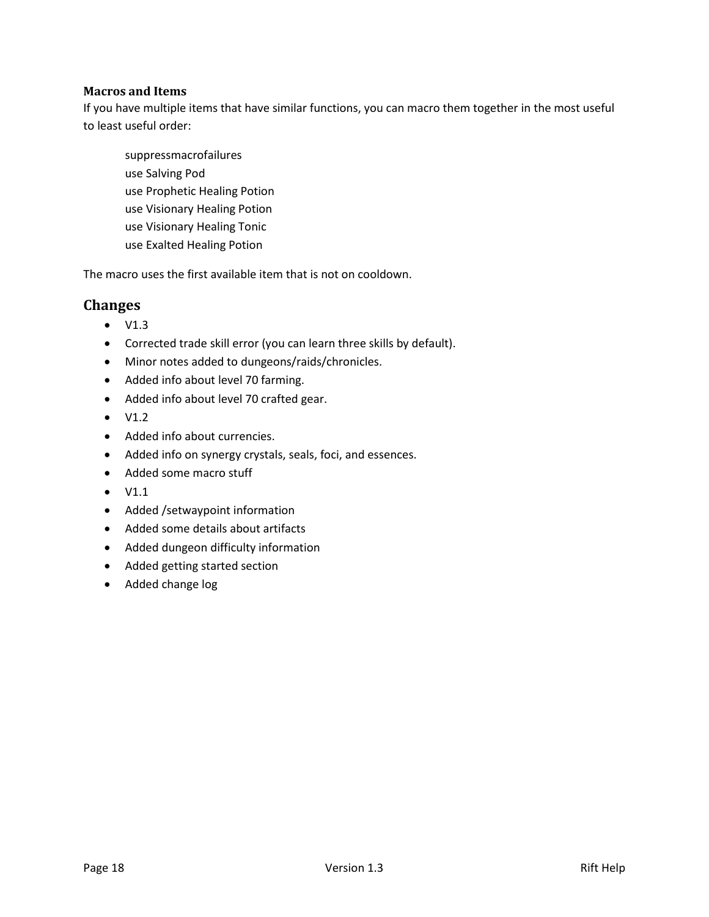### Macros and Items

If you have multiple items that have similar functions, you can macro them together in the most useful to least useful order:

```
suppressmacrofailures
use Salving Pod
use Prophetic Healing Potion
use Visionary Healing Potion
use Visionary Healing Tonic
use Exalted Healing Potion
```

The macro uses the first available item that is not on cooldown.

## Changes

- V1.3
- Corrected trade skill error (you can learn three skills by default).
- Minor notes added to dungeons/raids/chronicles.
- Added info about level 70 farming.
- Added info about level 70 crafted gear.
- V1.2
- Added info about currencies.
- Added info on synergy crystals, seals, foci, and essences.
- Added some macro stuff
- V1.1
- Added /setwaypoint information
- Added some details about artifacts
- Added dungeon difficulty information
- Added getting started section
- Added change log